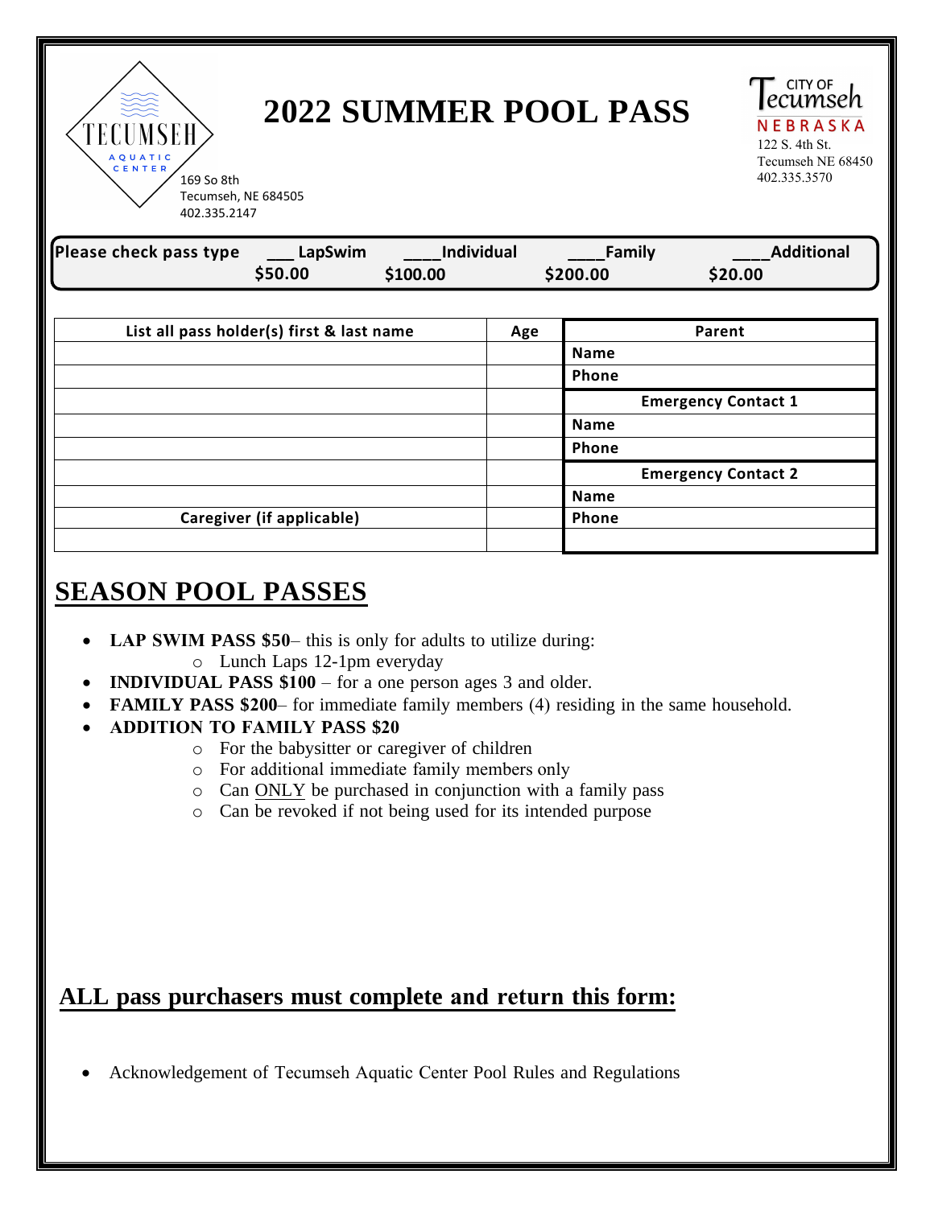TECUMSEH AQUATIC CENTER
169 So 8th
Tecumseh, NE 684505
402.335.2147

# 2022 SUMMER POOL PASS

CITY OF Tecumseh NEBRASKA
122 S. 4th St.
Tecumseh NE 68450
402.335.3570

| Please check pass type | ___ LapSwim $50.00 | ____Individual $100.00 | ____Family $200.00 | ____Additional $20.00 |
|---|---|---|---|---|

| List all pass holder(s) first & last name | Age | Parent |
|---|---|---|
| | | Name |
| | | Phone |
| | | **Emergency Contact 1** |
| | | Name |
| | | Phone |
| | | **Emergency Contact 2** |
| | | Name |
| **Caregiver (if applicable)** | | Phone |
| | | |

## SEASON POOL PASSES

- **LAP SWIM PASS $50**– this is only for adults to utilize during:
  - Lunch Laps 12-1pm everyday
- **INDIVIDUAL PASS $100** – for a one person ages 3 and older.
- **FAMILY PASS $200**– for immediate family members (4) residing in the same household.
- **ADDITION TO FAMILY PASS $20**
  - For the babysitter or caregiver of children
  - For additional immediate family members only
  - Can ONLY be purchased in conjunction with a family pass
  - Can be revoked if not being used for its intended purpose

## ALL pass purchasers must complete and return this form:

- Acknowledgement of Tecumseh Aquatic Center Pool Rules and Regulations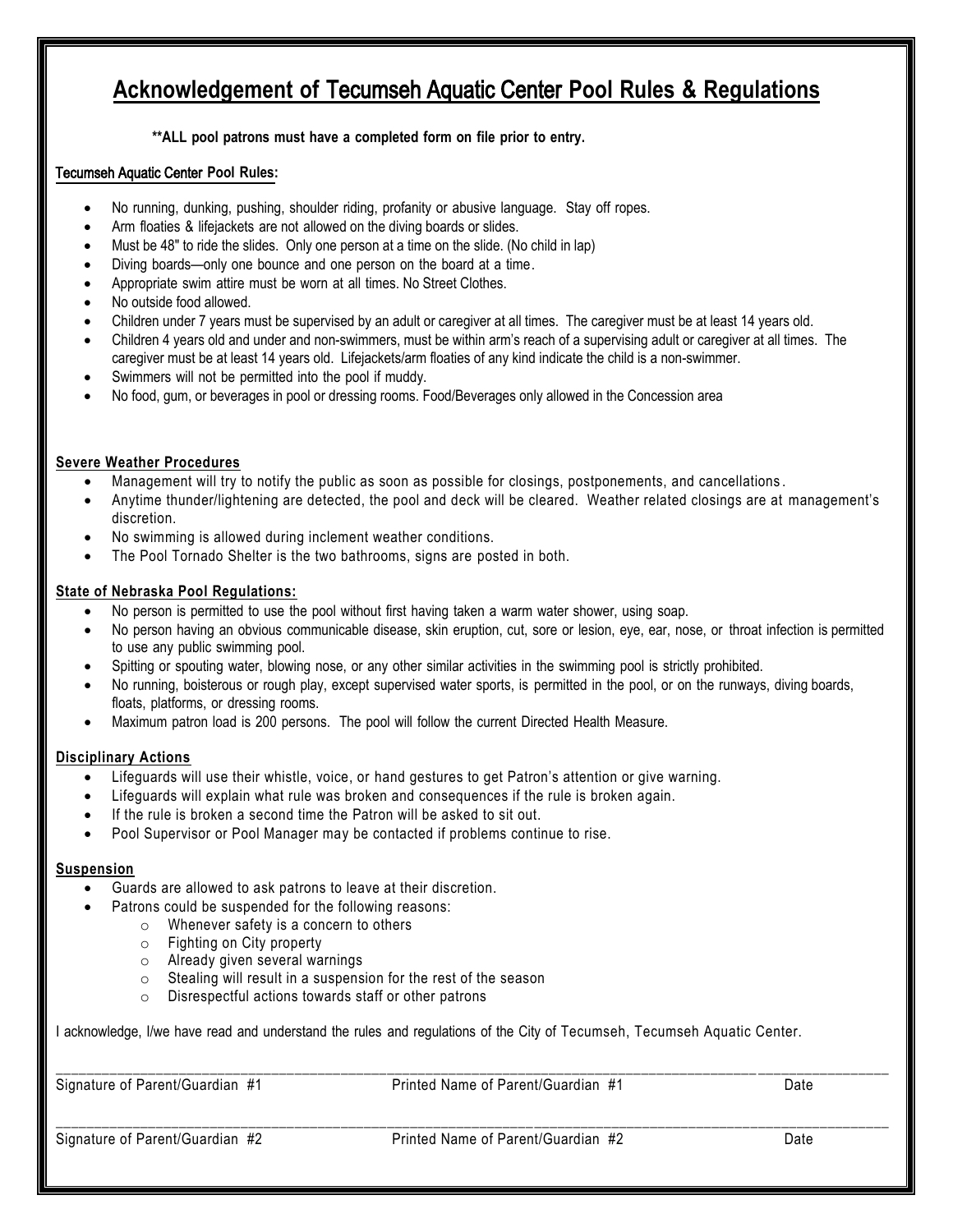# Acknowledgement of Tecumseh Aquatic Center Pool Rules & Regulations

**\*\*ALL pool patrons must have a completed form on file prior to entry.**

## Tecumseh Aquatic Center Pool Rules:

- No running, dunking, pushing, shoulder riding, profanity or abusive language. Stay off ropes.
- Arm floaties & lifejackets are not allowed on the diving boards or slides.
- Must be 48" to ride the slides. Only one person at a time on the slide. (No child in lap)
- Diving boards—only one bounce and one person on the board at a time.
- Appropriate swim attire must be worn at all times. No Street Clothes.
- No outside food allowed.
- Children under 7 years must be supervised by an adult or caregiver at all times. The caregiver must be at least 14 years old.
- Children 4 years old and under and non-swimmers, must be within arm's reach of a supervising adult or caregiver at all times. The caregiver must be at least 14 years old. Lifejackets/arm floaties of any kind indicate the child is a non-swimmer.
- Swimmers will not be permitted into the pool if muddy.
- No food, gum, or beverages in pool or dressing rooms. Food/Beverages only allowed in the Concession area

## Severe Weather Procedures

- Management will try to notify the public as soon as possible for closings, postponements, and cancellations.
- Anytime thunder/lightening are detected, the pool and deck will be cleared. Weather related closings are at management's discretion.
- No swimming is allowed during inclement weather conditions.
- The Pool Tornado Shelter is the two bathrooms, signs are posted in both.

## State of Nebraska Pool Regulations:

- No person is permitted to use the pool without first having taken a warm water shower, using soap.
- No person having an obvious communicable disease, skin eruption, cut, sore or lesion, eye, ear, nose, or throat infection is permitted to use any public swimming pool.
- Spitting or spouting water, blowing nose, or any other similar activities in the swimming pool is strictly prohibited.
- No running, boisterous or rough play, except supervised water sports, is permitted in the pool, or on the runways, diving boards, floats, platforms, or dressing rooms.
- Maximum patron load is 200 persons. The pool will follow the current Directed Health Measure.

## Disciplinary Actions

- Lifeguards will use their whistle, voice, or hand gestures to get Patron's attention or give warning.
- Lifeguards will explain what rule was broken and consequences if the rule is broken again.
- If the rule is broken a second time the Patron will be asked to sit out.
- Pool Supervisor or Pool Manager may be contacted if problems continue to rise.

## Suspension

- Guards are allowed to ask patrons to leave at their discretion.
- Patrons could be suspended for the following reasons:
  - Whenever safety is a concern to others
  - Fighting on City property
  - Already given several warnings
  - Stealing will result in a suspension for the rest of the season
  - Disrespectful actions towards staff or other patrons

I acknowledge, I/we have read and understand the rules and regulations of the City of Tecumseh, Tecumseh Aquatic Center.

\_\_\_\_\_\_\_\_\_\_\_\_\_\_\_\_\_\_\_\_\_\_\_\_\_\_\_\_\_\_\_\_\_\_\_\_\_\_\_\_\_\_\_\_\_\_\_\_\_\_\_\_\_\_\_\_\_\_\_\_\_\_\_\_\_\_\_\_\_\_

Signature of Parent/Guardian #1 &nbsp;&nbsp;&nbsp;&nbsp; Printed Name of Parent/Guardian #1 &nbsp;&nbsp;&nbsp;&nbsp; Date

\_\_\_\_\_\_\_\_\_\_\_\_\_\_\_\_\_\_\_\_\_\_\_\_\_\_\_\_\_\_\_\_\_\_\_\_\_\_\_\_\_\_\_\_\_\_\_\_\_\_\_\_\_\_\_\_\_\_\_\_\_\_\_\_\_\_\_\_\_\_

Signature of Parent/Guardian #2 &nbsp;&nbsp;&nbsp;&nbsp; Printed Name of Parent/Guardian #2 &nbsp;&nbsp;&nbsp;&nbsp; Date